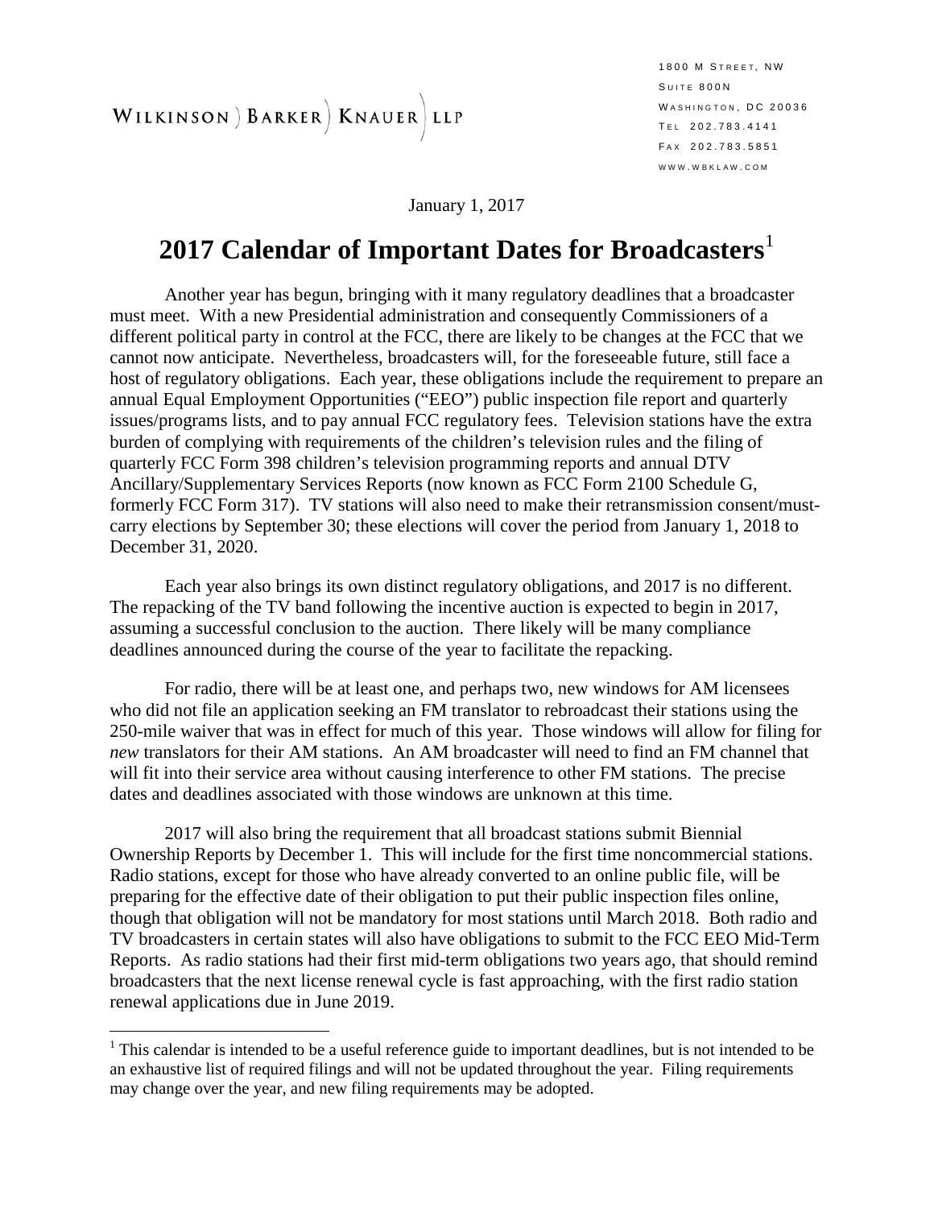WILKINSON ) BARKER ) KNAUER ) LLP

1800 M STREET, NW
SUITE 800N
WASHINGTON, DC 20036
TEL 202.783.4141
FAX 202.783.5851
WWW.WBKLAW.COM

January 1, 2017

# 2017 Calendar of Important Dates for Broadcasters[1]

Another year has begun, bringing with it many regulatory deadlines that a broadcaster must meet. With a new Presidential administration and consequently Commissioners of a different political party in control at the FCC, there are likely to be changes at the FCC that we cannot now anticipate. Nevertheless, broadcasters will, for the foreseeable future, still face a host of regulatory obligations. Each year, these obligations include the requirement to prepare an annual Equal Employment Opportunities ("EEO") public inspection file report and quarterly issues/programs lists, and to pay annual FCC regulatory fees. Television stations have the extra burden of complying with requirements of the children's television rules and the filing of quarterly FCC Form 398 children's television programming reports and annual DTV Ancillary/Supplementary Services Reports (now known as FCC Form 2100 Schedule G, formerly FCC Form 317). TV stations will also need to make their retransmission consent/must-carry elections by September 30; these elections will cover the period from January 1, 2018 to December 31, 2020.

Each year also brings its own distinct regulatory obligations, and 2017 is no different. The repacking of the TV band following the incentive auction is expected to begin in 2017, assuming a successful conclusion to the auction. There likely will be many compliance deadlines announced during the course of the year to facilitate the repacking.

For radio, there will be at least one, and perhaps two, new windows for AM licensees who did not file an application seeking an FM translator to rebroadcast their stations using the 250-mile waiver that was in effect for much of this year. Those windows will allow for filing for *new* translators for their AM stations. An AM broadcaster will need to find an FM channel that will fit into their service area without causing interference to other FM stations. The precise dates and deadlines associated with those windows are unknown at this time.

2017 will also bring the requirement that all broadcast stations submit Biennial Ownership Reports by December 1. This will include for the first time noncommercial stations. Radio stations, except for those who have already converted to an online public file, will be preparing for the effective date of their obligation to put their public inspection files online, though that obligation will not be mandatory for most stations until March 2018. Both radio and TV broadcasters in certain states will also have obligations to submit to the FCC EEO Mid-Term Reports. As radio stations had their first mid-term obligations two years ago, that should remind broadcasters that the next license renewal cycle is fast approaching, with the first radio station renewal applications due in June 2019.

[1] This calendar is intended to be a useful reference guide to important deadlines, but is not intended to be an exhaustive list of required filings and will not be updated throughout the year. Filing requirements may change over the year, and new filing requirements may be adopted.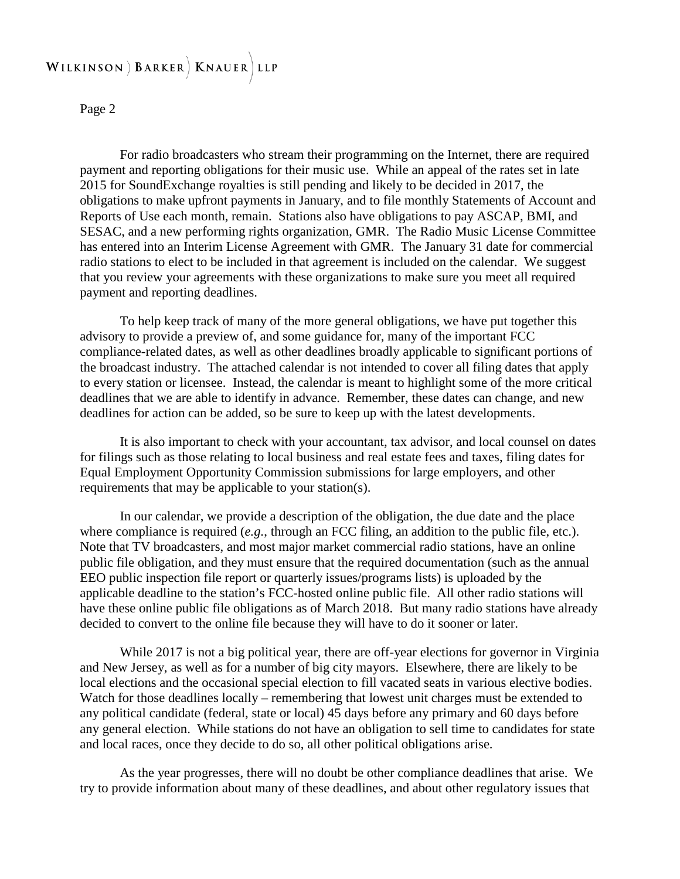For radio broadcasters who stream their programming on the Internet, there are required payment and reporting obligations for their music use. While an appeal of the rates set in late 2015 for SoundExchange royalties is still pending and likely to be decided in 2017, the obligations to make upfront payments in January, and to file monthly Statements of Account and Reports of Use each month, remain. Stations also have obligations to pay ASCAP, BMI, and SESAC, and a new performing rights organization, GMR. The Radio Music License Committee has entered into an Interim License Agreement with GMR. The January 31 date for commercial radio stations to elect to be included in that agreement is included on the calendar. We suggest that you review your agreements with these organizations to make sure you meet all required payment and reporting deadlines.

To help keep track of many of the more general obligations, we have put together this advisory to provide a preview of, and some guidance for, many of the important FCC compliance-related dates, as well as other deadlines broadly applicable to significant portions of the broadcast industry. The attached calendar is not intended to cover all filing dates that apply to every station or licensee. Instead, the calendar is meant to highlight some of the more critical deadlines that we are able to identify in advance. Remember, these dates can change, and new deadlines for action can be added, so be sure to keep up with the latest developments.

It is also important to check with your accountant, tax advisor, and local counsel on dates for filings such as those relating to local business and real estate fees and taxes, filing dates for Equal Employment Opportunity Commission submissions for large employers, and other requirements that may be applicable to your station(s).

In our calendar, we provide a description of the obligation, the due date and the place where compliance is required (*e.g.*, through an FCC filing, an addition to the public file, etc.). Note that TV broadcasters, and most major market commercial radio stations, have an online public file obligation, and they must ensure that the required documentation (such as the annual EEO public inspection file report or quarterly issues/programs lists) is uploaded by the applicable deadline to the station's FCC-hosted online public file. All other radio stations will have these online public file obligations as of March 2018. But many radio stations have already decided to convert to the online file because they will have to do it sooner or later.

While 2017 is not a big political year, there are off-year elections for governor in Virginia and New Jersey, as well as for a number of big city mayors. Elsewhere, there are likely to be local elections and the occasional special election to fill vacated seats in various elective bodies. Watch for those deadlines locally – remembering that lowest unit charges must be extended to any political candidate (federal, state or local) 45 days before any primary and 60 days before any general election. While stations do not have an obligation to sell time to candidates for state and local races, once they decide to do so, all other political obligations arise.

As the year progresses, there will no doubt be other compliance deadlines that arise. We try to provide information about many of these deadlines, and about other regulatory issues that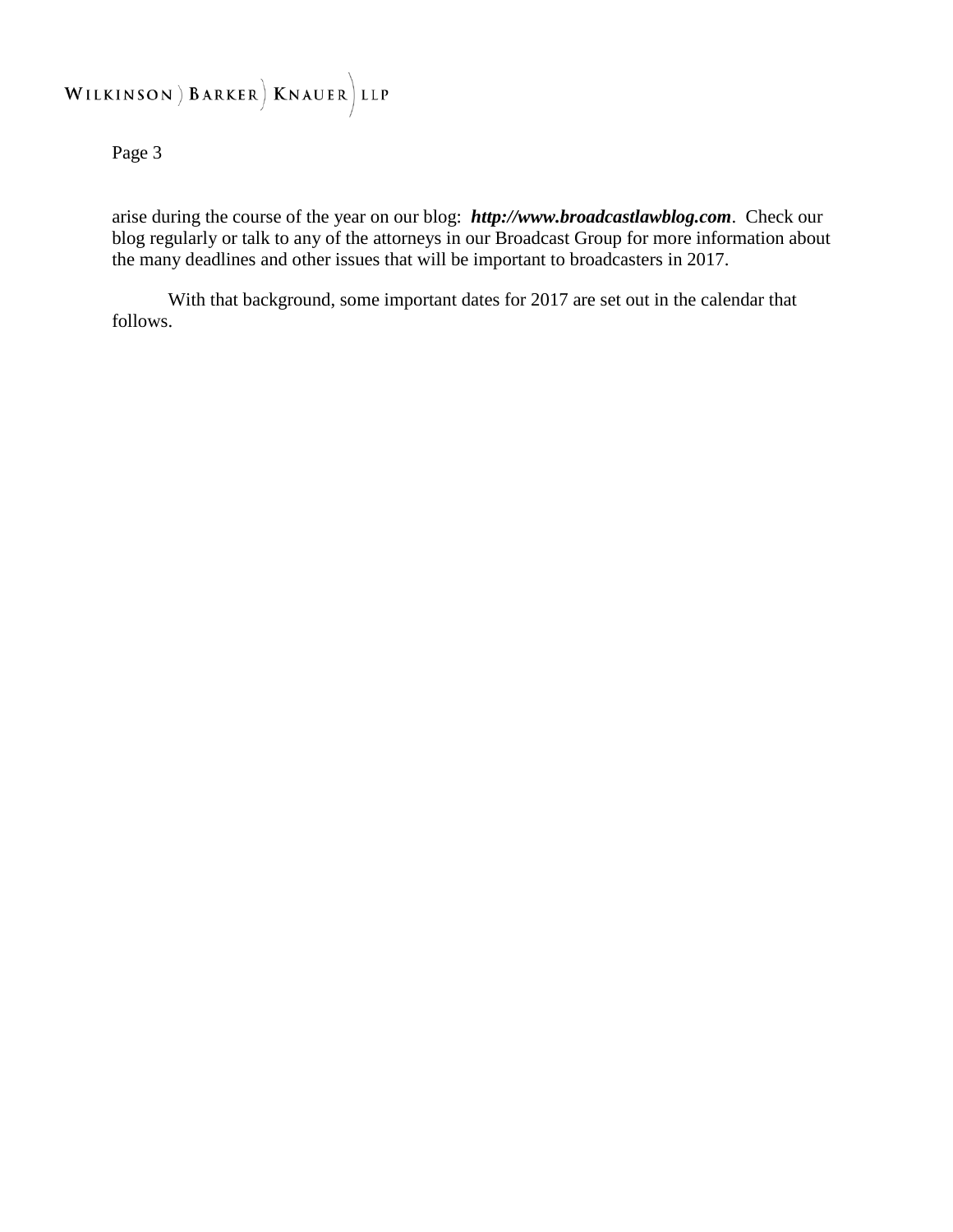arise during the course of the year on our blog: ***http://www.broadcastlawblog.com***. Check our blog regularly or talk to any of the attorneys in our Broadcast Group for more information about the many deadlines and other issues that will be important to broadcasters in 2017.

With that background, some important dates for 2017 are set out in the calendar that follows.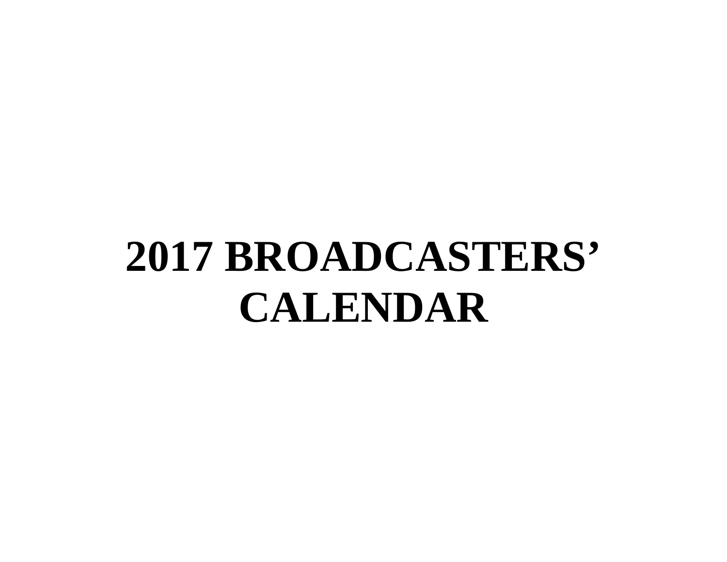# 2017 BROADCASTERS' CALENDAR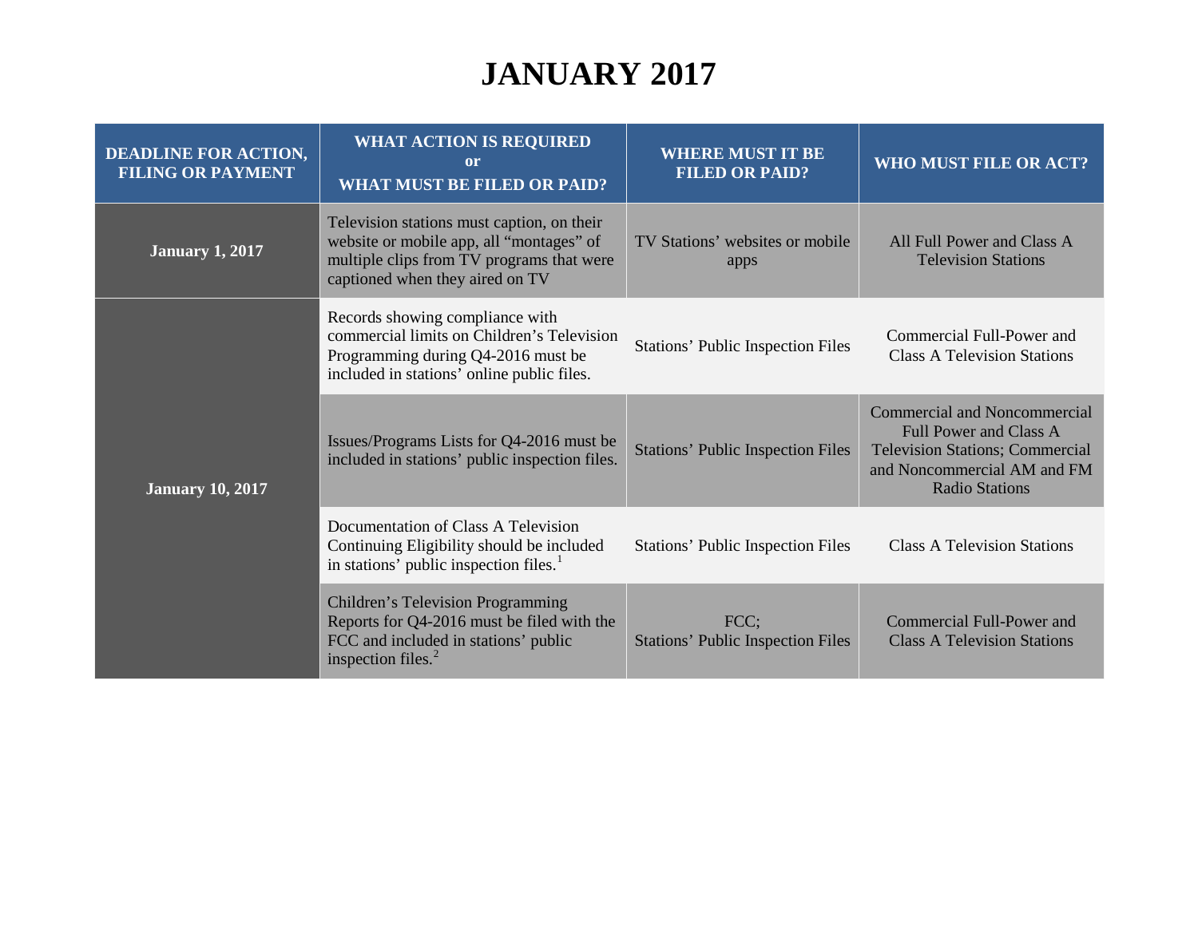# JANUARY 2017

| DEADLINE FOR ACTION, FILING OR PAYMENT | WHAT ACTION IS REQUIRED or WHAT MUST BE FILED OR PAID? | WHERE MUST IT BE FILED OR PAID? | WHO MUST FILE OR ACT? |
|---|---|---|---|
| **January 1, 2017** | Television stations must caption, on their website or mobile app, all "montages" of multiple clips from TV programs that were captioned when they aired on TV | TV Stations' websites or mobile apps | All Full Power and Class A Television Stations |
| **January 10, 2017** | Records showing compliance with commercial limits on Children's Television Programming during Q4-2016 must be included in stations' online public files. | Stations' Public Inspection Files | Commercial Full-Power and Class A Television Stations |
| | Issues/Programs Lists for Q4-2016 must be included in stations' public inspection files. | Stations' Public Inspection Files | Commercial and Noncommercial Full Power and Class A Television Stations; Commercial and Noncommercial AM and FM Radio Stations |
| | Documentation of Class A Television Continuing Eligibility should be included in stations' public inspection files.[1] | Stations' Public Inspection Files | Class A Television Stations |
| | Children's Television Programming Reports for Q4-2016 must be filed with the FCC and included in stations' public inspection files.[2] | FCC; Stations' Public Inspection Files | Commercial Full-Power and Class A Television Stations |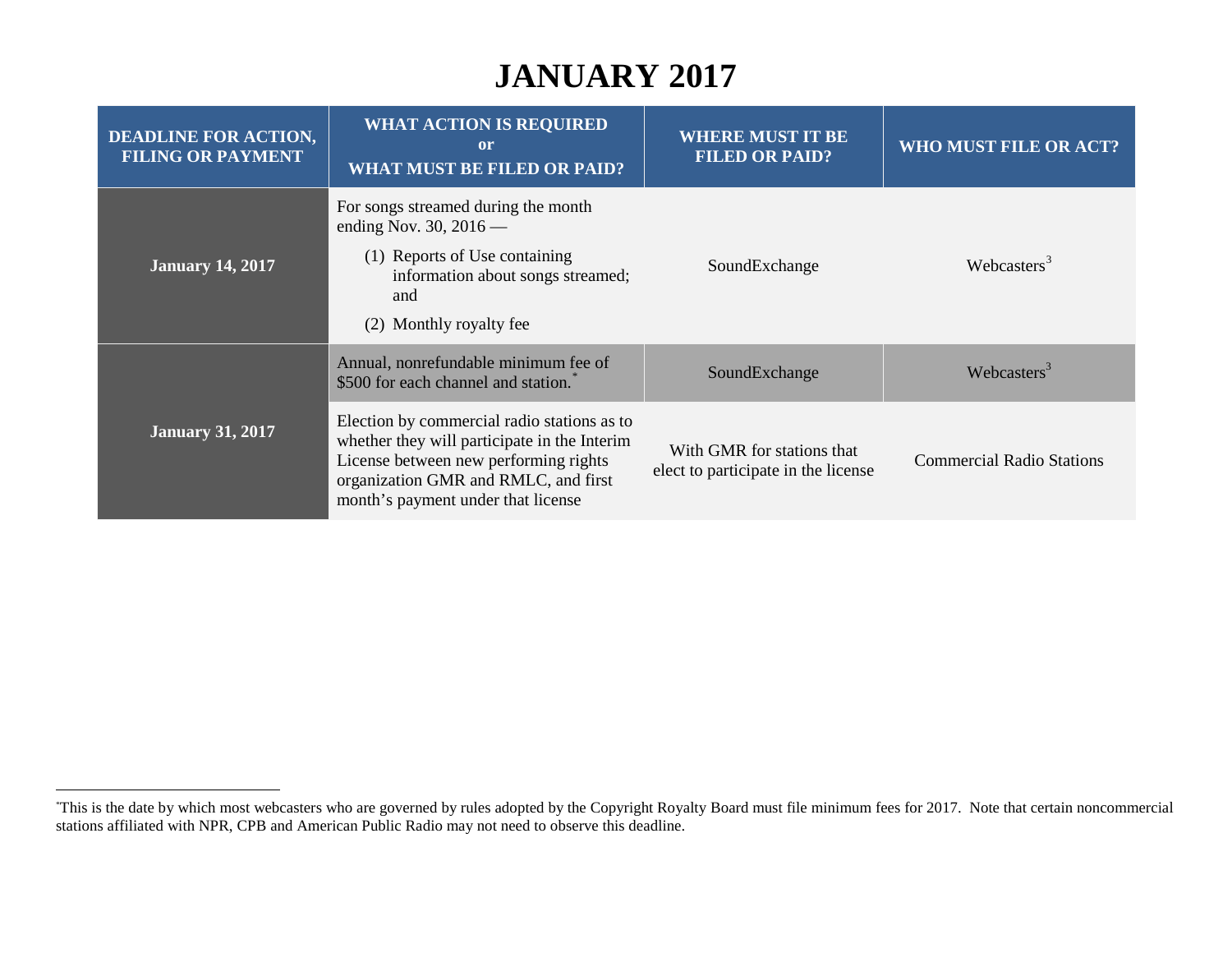# JANUARY 2017

| DEADLINE FOR ACTION, FILING OR PAYMENT | WHAT ACTION IS REQUIRED or WHAT MUST BE FILED OR PAID? | WHERE MUST IT BE FILED OR PAID? | WHO MUST FILE OR ACT? |
|---|---|---|---|
| **January 14, 2017** | For songs streamed during the month ending Nov. 30, 2016 — (1) Reports of Use containing information about songs streamed; and (2) Monthly royalty fee | SoundExchange | Webcasters[3] |
| **January 31, 2017** | Annual, nonrefundable minimum fee of $500 for each channel and station.[*] | SoundExchange | Webcasters[3] |
| | Election by commercial radio stations as to whether they will participate in the Interim License between new performing rights organization GMR and RMLC, and first month's payment under that license | With GMR for stations that elect to participate in the license | Commercial Radio Stations |

[*] This is the date by which most webcasters who are governed by rules adopted by the Copyright Royalty Board must file minimum fees for 2017. Note that certain noncommercial stations affiliated with NPR, CPB and American Public Radio may not need to observe this deadline.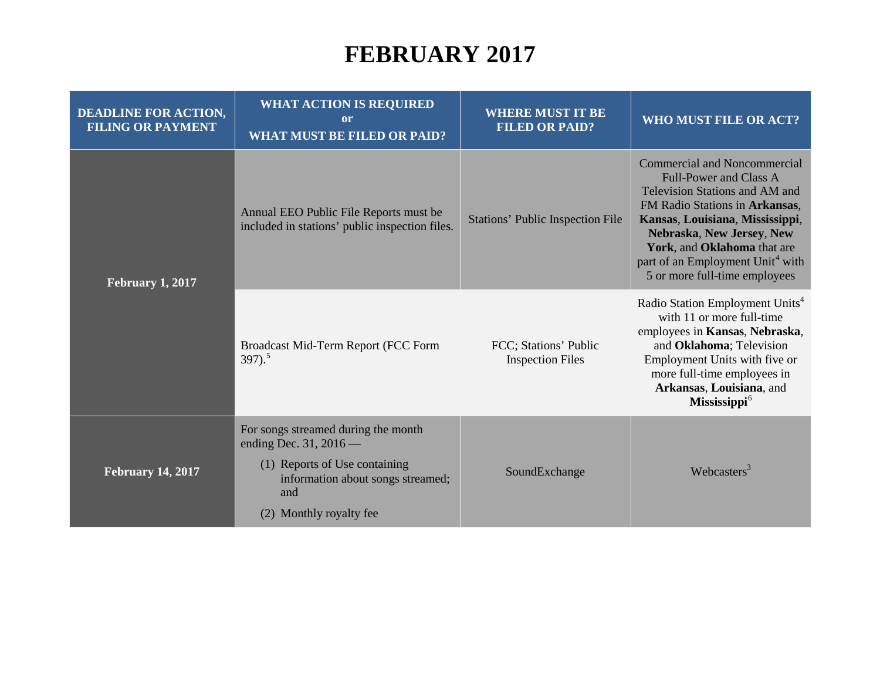# FEBRUARY 2017

| DEADLINE FOR ACTION, FILING OR PAYMENT | WHAT ACTION IS REQUIRED or WHAT MUST BE FILED OR PAID? | WHERE MUST IT BE FILED OR PAID? | WHO MUST FILE OR ACT? |
|---|---|---|---|
| **February 1, 2017** | Annual EEO Public File Reports must be included in stations' public inspection files. | Stations' Public Inspection File | Commercial and Noncommercial Full-Power and Class A Television Stations and AM and FM Radio Stations in **Arkansas**, **Kansas**, **Louisiana**, **Mississippi**, **Nebraska**, **New Jersey**, **New York**, and **Oklahoma** that are part of an Employment Unit[4] with 5 or more full-time employees |
| | Broadcast Mid-Term Report (FCC Form 397).[5] | FCC; Stations' Public Inspection Files | Radio Station Employment Units[4] with 11 or more full-time employees in **Kansas**, **Nebraska**, and **Oklahoma**; Television Employment Units with five or more full-time employees in **Arkansas**, **Louisiana**, and **Mississippi**[6] |
| **February 14, 2017** | For songs streamed during the month ending Dec. 31, 2016 — (1) Reports of Use containing information about songs streamed; and (2) Monthly royalty fee | SoundExchange | Webcasters[3] |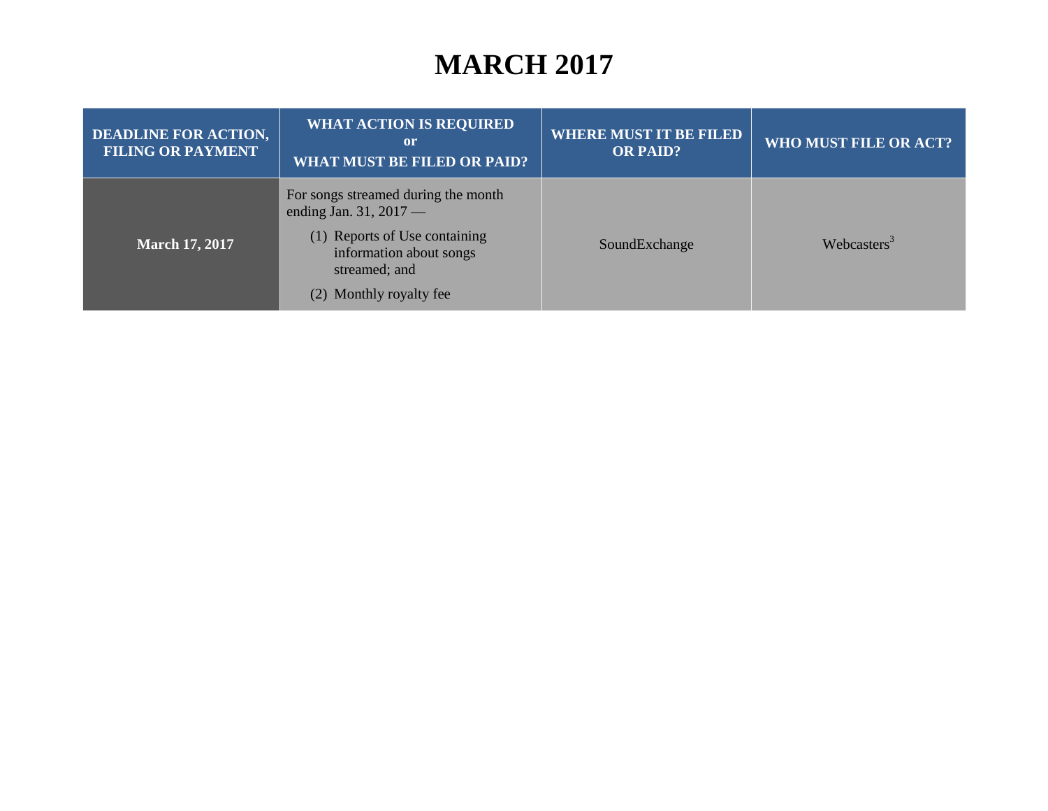# MARCH 2017

| DEADLINE FOR ACTION, FILING OR PAYMENT | WHAT ACTION IS REQUIRED or WHAT MUST BE FILED OR PAID? | WHERE MUST IT BE FILED OR PAID? | WHO MUST FILE OR ACT? |
|---|---|---|---|
| **March 17, 2017** | For songs streamed during the month ending Jan. 31, 2017 — (1) Reports of Use containing information about songs streamed; and (2) Monthly royalty fee | SoundExchange | Webcasters[3] |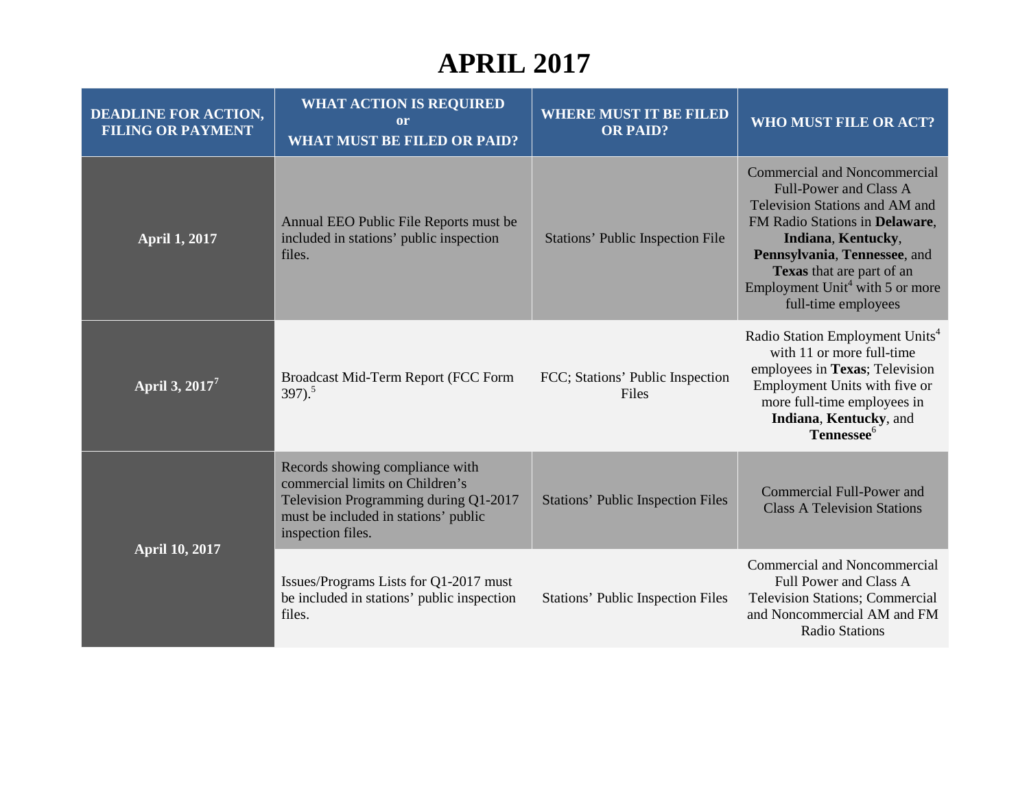# APRIL 2017

| DEADLINE FOR ACTION, FILING OR PAYMENT | WHAT ACTION IS REQUIRED or WHAT MUST BE FILED OR PAID? | WHERE MUST IT BE FILED OR PAID? | WHO MUST FILE OR ACT? |
|---|---|---|---|
| **April 1, 2017** | Annual EEO Public File Reports must be included in stations' public inspection files. | Stations' Public Inspection File | Commercial and Noncommercial Full-Power and Class A Television Stations and AM and FM Radio Stations in **Delaware**, **Indiana**, **Kentucky**, **Pennsylvania**, **Tennessee**, and **Texas** that are part of an Employment Unit[4] with 5 or more full-time employees |
| **April 3, 2017[7]** | Broadcast Mid-Term Report (FCC Form 397).[5] | FCC; Stations' Public Inspection Files | Radio Station Employment Units[4] with 11 or more full-time employees in **Texas**; Television Employment Units with five or more full-time employees in **Indiana**, **Kentucky**, and **Tennessee**[6] |
| **April 10, 2017** | Records showing compliance with commercial limits on Children's Television Programming during Q1-2017 must be included in stations' public inspection files. | Stations' Public Inspection Files | Commercial Full-Power and Class A Television Stations |
| | Issues/Programs Lists for Q1-2017 must be included in stations' public inspection files. | Stations' Public Inspection Files | Commercial and Noncommercial Full Power and Class A Television Stations; Commercial and Noncommercial AM and FM Radio Stations |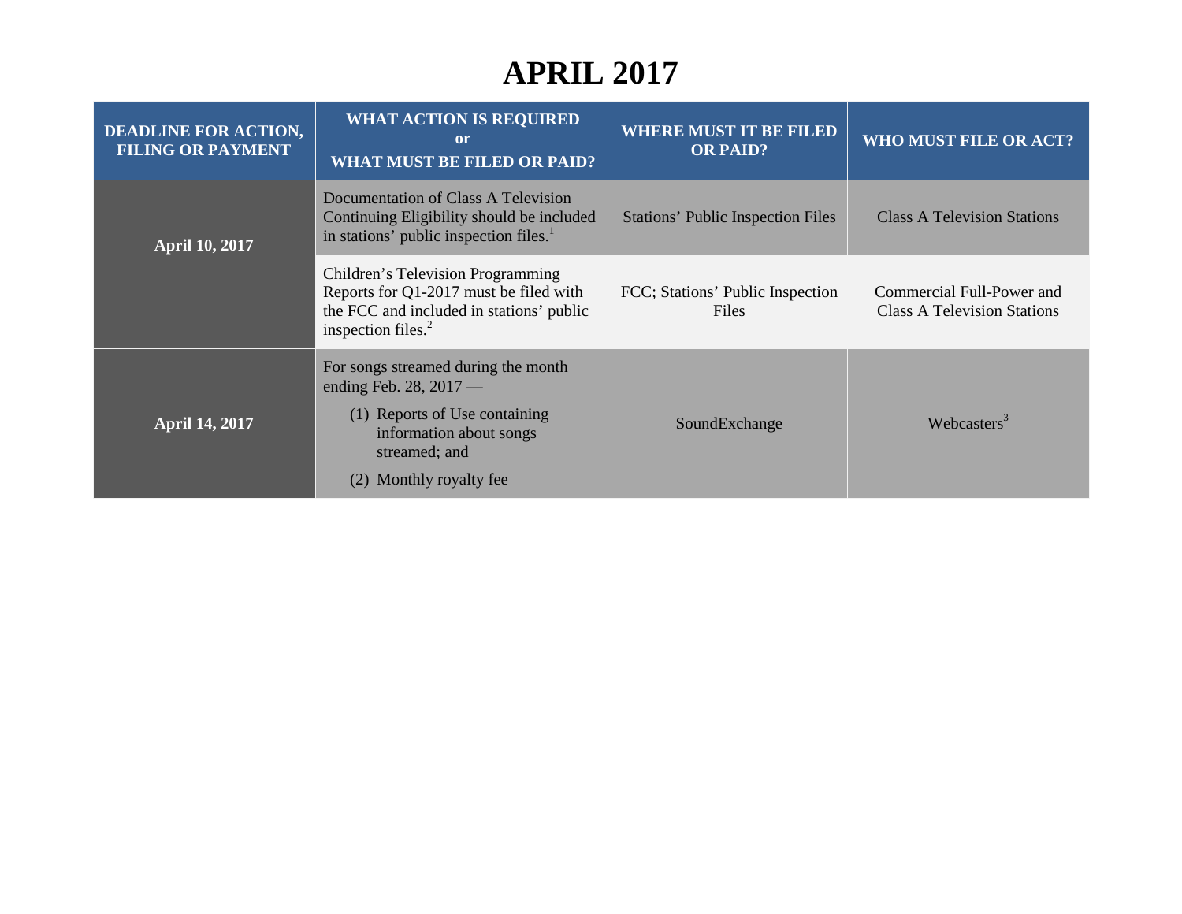# APRIL 2017

| DEADLINE FOR ACTION, FILING OR PAYMENT | WHAT ACTION IS REQUIRED or WHAT MUST BE FILED OR PAID? | WHERE MUST IT BE FILED OR PAID? | WHO MUST FILE OR ACT? |
|---|---|---|---|
| **April 10, 2017** | Documentation of Class A Television Continuing Eligibility should be included in stations' public inspection files.[1] | Stations' Public Inspection Files | Class A Television Stations |
| | Children's Television Programming Reports for Q1-2017 must be filed with the FCC and included in stations' public inspection files.[2] | FCC; Stations' Public Inspection Files | Commercial Full-Power and Class A Television Stations |
| **April 14, 2017** | For songs streamed during the month ending Feb. 28, 2017 — (1) Reports of Use containing information about songs streamed; and (2) Monthly royalty fee | SoundExchange | Webcasters[3] |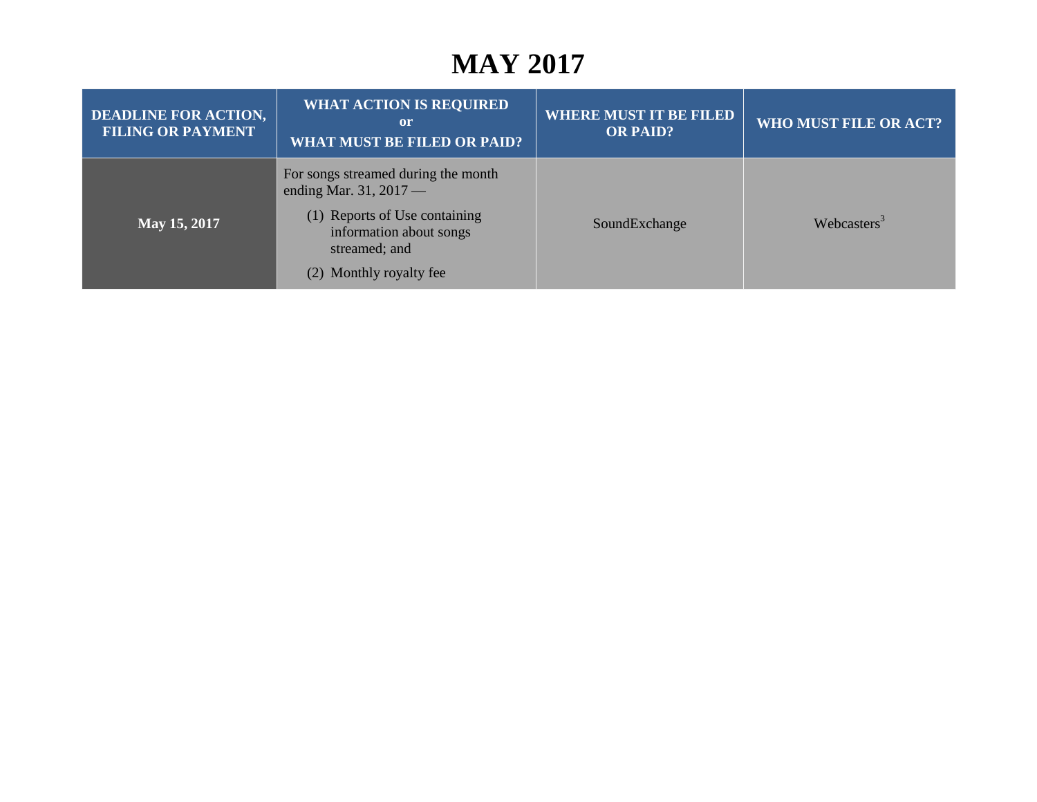# MAY 2017

| DEADLINE FOR ACTION, FILING OR PAYMENT | WHAT ACTION IS REQUIRED or WHAT MUST BE FILED OR PAID? | WHERE MUST IT BE FILED OR PAID? | WHO MUST FILE OR ACT? |
|---|---|---|---|
| **May 15, 2017** | For songs streamed during the month ending Mar. 31, 2017 — (1) Reports of Use containing information about songs streamed; and (2) Monthly royalty fee | SoundExchange | Webcasters[3] |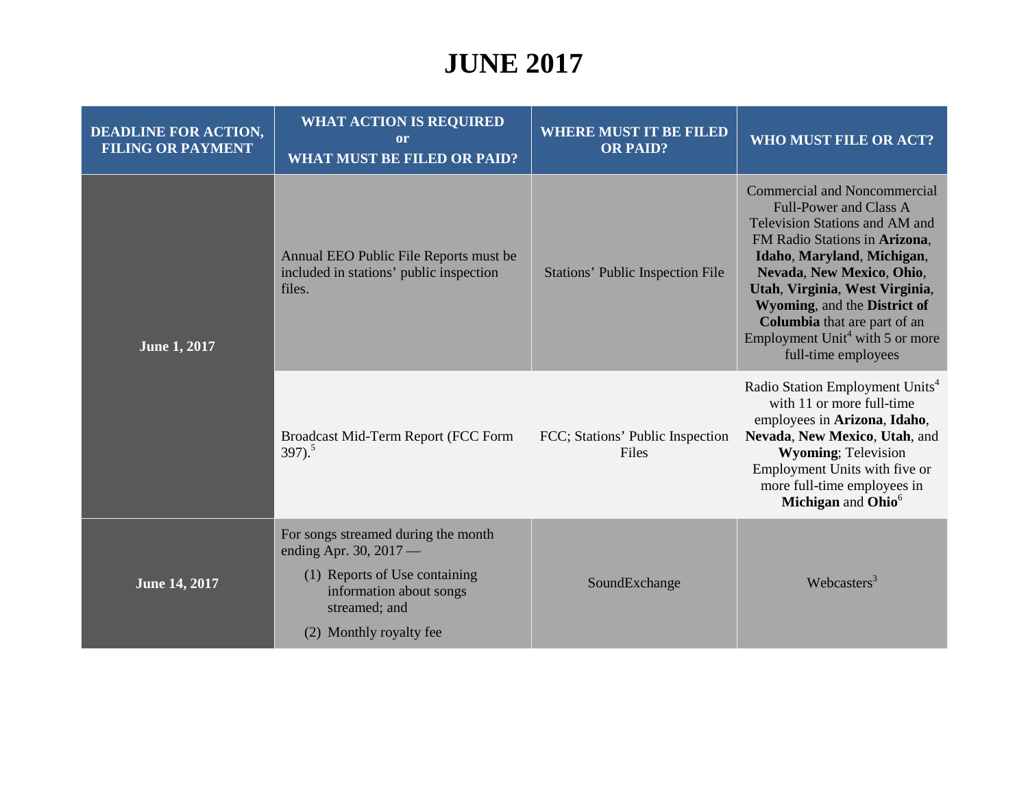# JUNE 2017

| DEADLINE FOR ACTION, FILING OR PAYMENT | WHAT ACTION IS REQUIRED or WHAT MUST BE FILED OR PAID? | WHERE MUST IT BE FILED OR PAID? | WHO MUST FILE OR ACT? |
|---|---|---|---|
| **June 1, 2017** | Annual EEO Public File Reports must be included in stations' public inspection files. | Stations' Public Inspection File | Commercial and Noncommercial Full-Power and Class A Television Stations and AM and FM Radio Stations in **Arizona**, **Idaho**, **Maryland**, **Michigan**, **Nevada**, **New Mexico**, **Ohio**, **Utah**, **Virginia**, **West Virginia**, **Wyoming**, and the **District of Columbia** that are part of an Employment Unit[4] with 5 or more full-time employees |
| | Broadcast Mid-Term Report (FCC Form 397).[5] | FCC; Stations' Public Inspection Files | Radio Station Employment Units[4] with 11 or more full-time employees in **Arizona**, **Idaho**, **Nevada**, **New Mexico**, **Utah**, and **Wyoming**; Television Employment Units with five or more full-time employees in **Michigan** and **Ohio**[6] |
| **June 14, 2017** | For songs streamed during the month ending Apr. 30, 2017 —<br>(1) Reports of Use containing information about songs streamed; and<br>(2) Monthly royalty fee | SoundExchange | Webcasters[3] |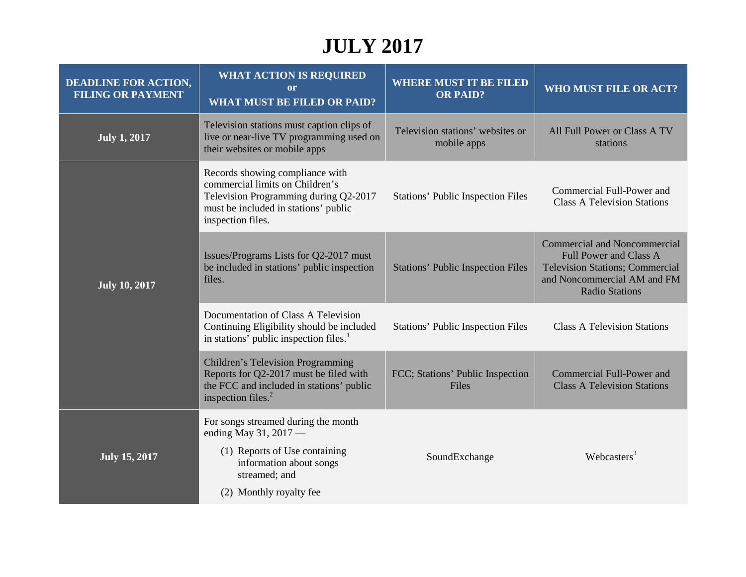# JULY 2017

| DEADLINE FOR ACTION, FILING OR PAYMENT | WHAT ACTION IS REQUIRED or WHAT MUST BE FILED OR PAID? | WHERE MUST IT BE FILED OR PAID? | WHO MUST FILE OR ACT? |
|---|---|---|---|
| **July 1, 2017** | Television stations must caption clips of live or near-live TV programming used on their websites or mobile apps | Television stations' websites or mobile apps | All Full Power or Class A TV stations |
| **July 10, 2017** | Records showing compliance with commercial limits on Children's Television Programming during Q2-2017 must be included in stations' public inspection files. | Stations' Public Inspection Files | Commercial Full-Power and Class A Television Stations |
| | Issues/Programs Lists for Q2-2017 must be included in stations' public inspection files. | Stations' Public Inspection Files | Commercial and Noncommercial Full Power and Class A Television Stations; Commercial and Noncommercial AM and FM Radio Stations |
| | Documentation of Class A Television Continuing Eligibility should be included in stations' public inspection files.[1] | Stations' Public Inspection Files | Class A Television Stations |
| | Children's Television Programming Reports for Q2-2017 must be filed with the FCC and included in stations' public inspection files.[2] | FCC; Stations' Public Inspection Files | Commercial Full-Power and Class A Television Stations |
| **July 15, 2017** | For songs streamed during the month ending May 31, 2017 — (1) Reports of Use containing information about songs streamed; and (2) Monthly royalty fee | SoundExchange | Webcasters[3] |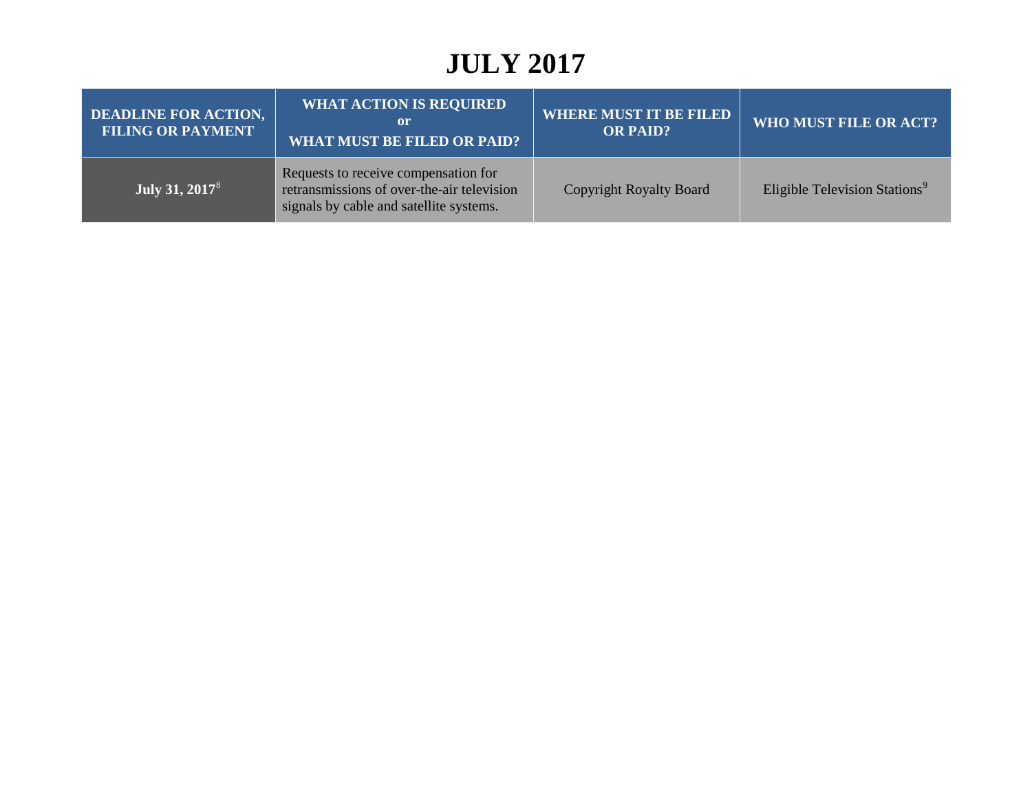# JULY 2017

| DEADLINE FOR ACTION, FILING OR PAYMENT | WHAT ACTION IS REQUIRED or WHAT MUST BE FILED OR PAID? | WHERE MUST IT BE FILED OR PAID? | WHO MUST FILE OR ACT? |
|---|---|---|---|
| **July 31, 2017**[8] | Requests to receive compensation for retransmissions of over-the-air television signals by cable and satellite systems. | Copyright Royalty Board | Eligible Television Stations[9] |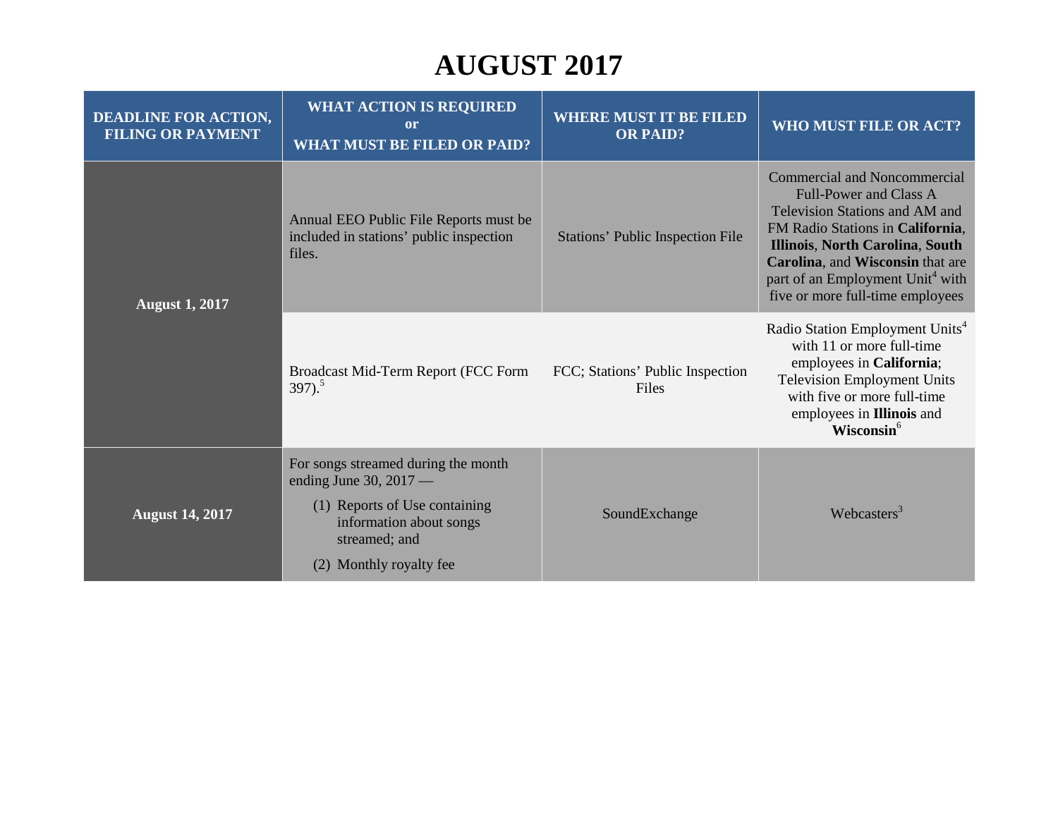# AUGUST 2017

| DEADLINE FOR ACTION, FILING OR PAYMENT | WHAT ACTION IS REQUIRED or WHAT MUST BE FILED OR PAID? | WHERE MUST IT BE FILED OR PAID? | WHO MUST FILE OR ACT? |
|---|---|---|---|
| **August 1, 2017** | Annual EEO Public File Reports must be included in stations' public inspection files. | Stations' Public Inspection File | Commercial and Noncommercial Full-Power and Class A Television Stations and AM and FM Radio Stations in **California**, **Illinois**, **North Carolina**, **South Carolina**, and **Wisconsin** that are part of an Employment Unit[4] with five or more full-time employees |
| | Broadcast Mid-Term Report (FCC Form 397).[5] | FCC; Stations' Public Inspection Files | Radio Station Employment Units[4] with 11 or more full-time employees in **California**; Television Employment Units with five or more full-time employees in **Illinois** and **Wisconsin**[6] |
| **August 14, 2017** | For songs streamed during the month ending June 30, 2017 — (1) Reports of Use containing information about songs streamed; and (2) Monthly royalty fee | SoundExchange | Webcasters[3] |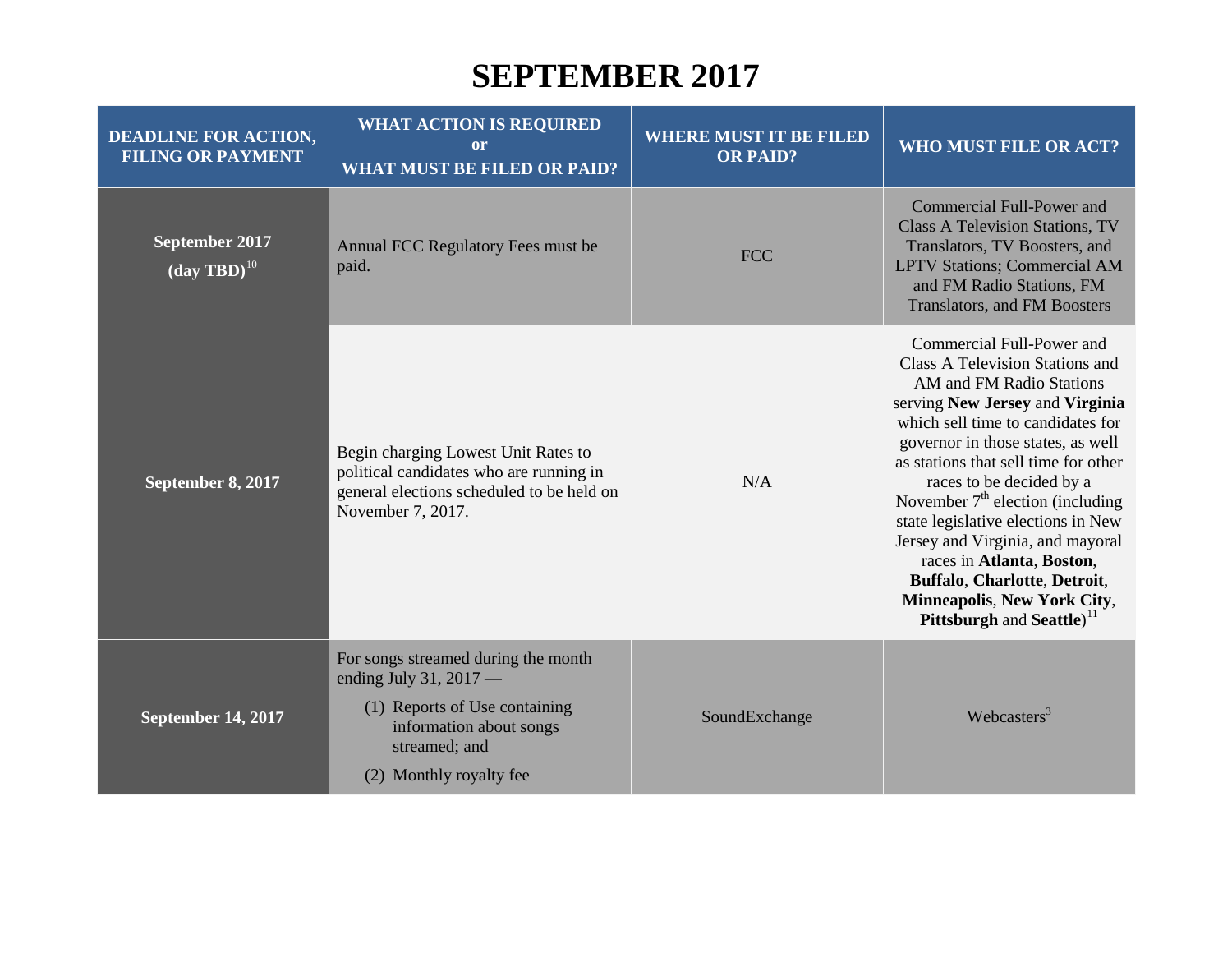# SEPTEMBER 2017

| DEADLINE FOR ACTION, FILING OR PAYMENT | WHAT ACTION IS REQUIRED or WHAT MUST BE FILED OR PAID? | WHERE MUST IT BE FILED OR PAID? | WHO MUST FILE OR ACT? |
|---|---|---|---|
| **September 2017 (day TBD)**[10] | Annual FCC Regulatory Fees must be paid. | FCC | Commercial Full-Power and Class A Television Stations, TV Translators, TV Boosters, and LPTV Stations; Commercial AM and FM Radio Stations, FM Translators, and FM Boosters |
| **September 8, 2017** | Begin charging Lowest Unit Rates to political candidates who are running in general elections scheduled to be held on November 7, 2017. | N/A | Commercial Full-Power and Class A Television Stations and AM and FM Radio Stations serving **New Jersey** and **Virginia** which sell time to candidates for governor in those states, as well as stations that sell time for other races to be decided by a November 7th election (including state legislative elections in New Jersey and Virginia, and mayoral races in **Atlanta**, **Boston**, **Buffalo**, **Charlotte**, **Detroit**, **Minneapolis**, **New York City**, **Pittsburgh** and **Seattle**)[11] |
| **September 14, 2017** | For songs streamed during the month ending July 31, 2017 — (1) Reports of Use containing information about songs streamed; and (2) Monthly royalty fee | SoundExchange | Webcasters[3] |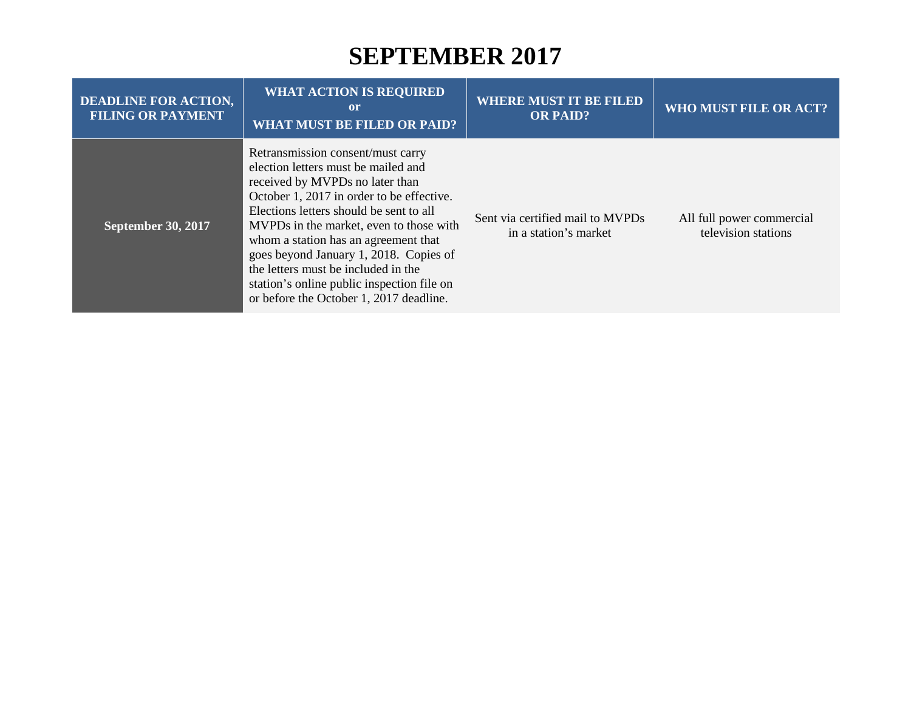# SEPTEMBER 2017

| DEADLINE FOR ACTION, FILING OR PAYMENT | WHAT ACTION IS REQUIRED or WHAT MUST BE FILED OR PAID? | WHERE MUST IT BE FILED OR PAID? | WHO MUST FILE OR ACT? |
|---|---|---|---|
| **September 30, 2017** | Retransmission consent/must carry election letters must be mailed and received by MVPDs no later than October 1, 2017 in order to be effective. Elections letters should be sent to all MVPDs in the market, even to those with whom a station has an agreement that goes beyond January 1, 2018. Copies of the letters must be included in the station's online public inspection file on or before the October 1, 2017 deadline. | Sent via certified mail to MVPDs in a station's market | All full power commercial television stations |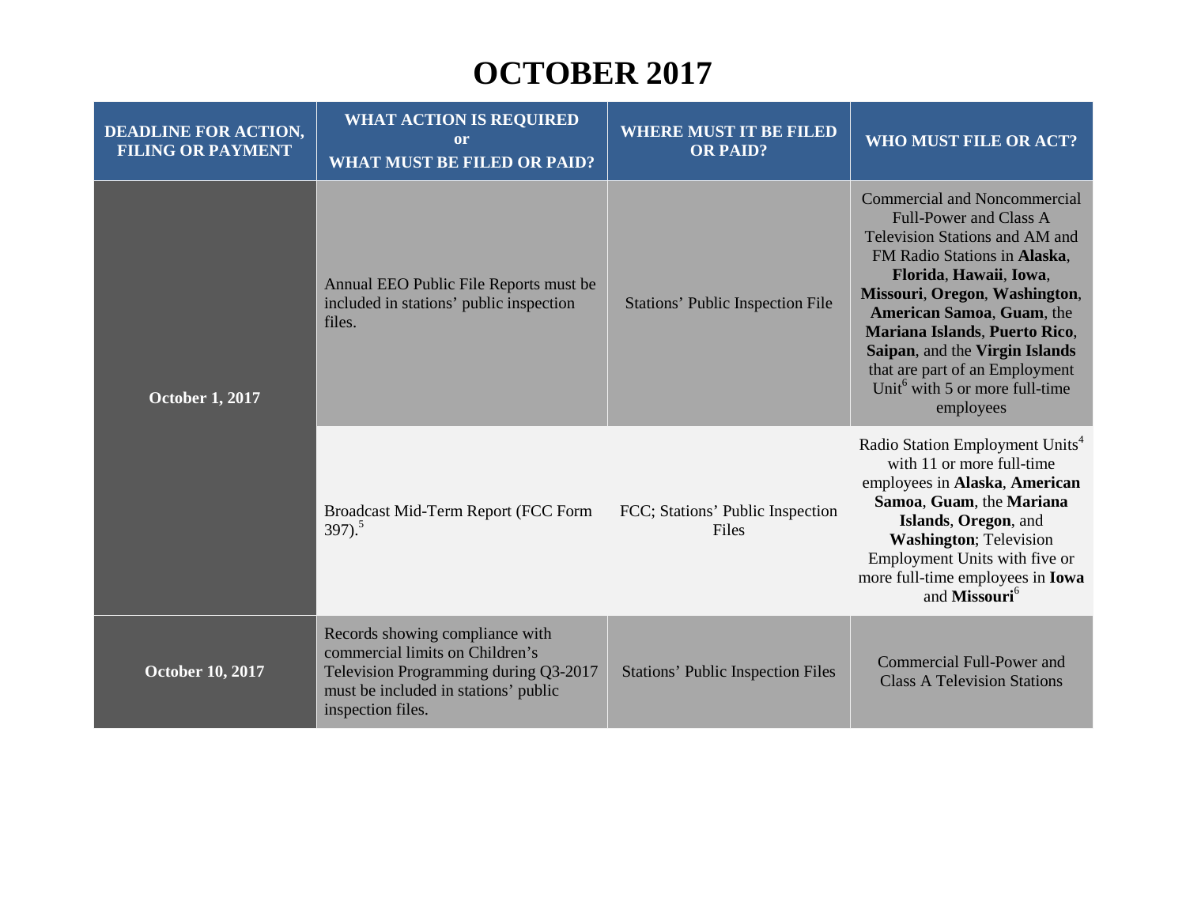# OCTOBER 2017

| DEADLINE FOR ACTION, FILING OR PAYMENT | WHAT ACTION IS REQUIRED or WHAT MUST BE FILED OR PAID? | WHERE MUST IT BE FILED OR PAID? | WHO MUST FILE OR ACT? |
|---|---|---|---|
| **October 1, 2017** | Annual EEO Public File Reports must be included in stations' public inspection files. | Stations' Public Inspection File | Commercial and Noncommercial Full-Power and Class A Television Stations and AM and FM Radio Stations in **Alaska**, **Florida**, **Hawaii**, **Iowa**, **Missouri**, **Oregon**, **Washington**, **American Samoa**, **Guam**, the **Mariana Islands**, **Puerto Rico**, **Saipan**, and the **Virgin Islands** that are part of an Employment Unit[6] with 5 or more full-time employees |
| | Broadcast Mid-Term Report (FCC Form 397).[5] | FCC; Stations' Public Inspection Files | Radio Station Employment Units[4] with 11 or more full-time employees in **Alaska**, **American Samoa**, **Guam**, the **Mariana Islands**, **Oregon**, and **Washington**; Television Employment Units with five or more full-time employees in **Iowa** and **Missouri**[6] |
| **October 10, 2017** | Records showing compliance with commercial limits on Children's Television Programming during Q3-2017 must be included in stations' public inspection files. | Stations' Public Inspection Files | Commercial Full-Power and Class A Television Stations |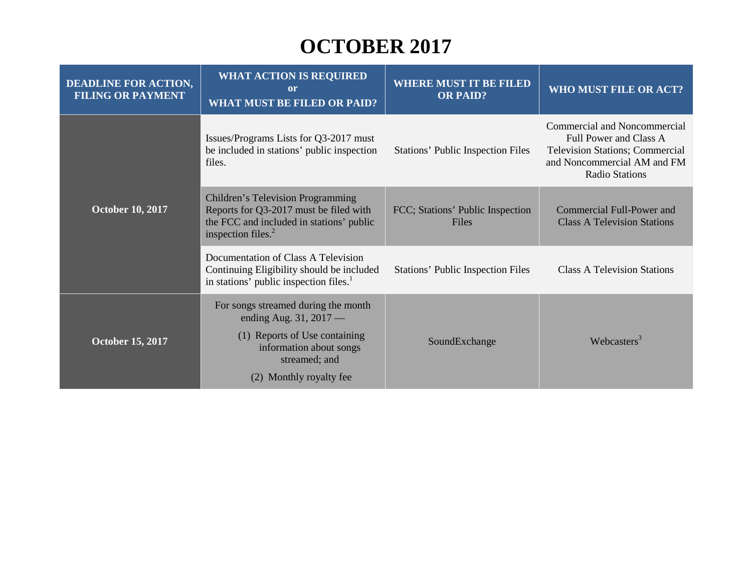# OCTOBER 2017

| DEADLINE FOR ACTION, FILING OR PAYMENT | WHAT ACTION IS REQUIRED or WHAT MUST BE FILED OR PAID? | WHERE MUST IT BE FILED OR PAID? | WHO MUST FILE OR ACT? |
|---|---|---|---|
| **October 10, 2017** | Issues/Programs Lists for Q3-2017 must be included in stations' public inspection files. | Stations' Public Inspection Files | Commercial and Noncommercial Full Power and Class A Television Stations; Commercial and Noncommercial AM and FM Radio Stations |
| | Children's Television Programming Reports for Q3-2017 must be filed with the FCC and included in stations' public inspection files.[2] | FCC; Stations' Public Inspection Files | Commercial Full-Power and Class A Television Stations |
| | Documentation of Class A Television Continuing Eligibility should be included in stations' public inspection files.[1] | Stations' Public Inspection Files | Class A Television Stations |
| **October 15, 2017** | For songs streamed during the month ending Aug. 31, 2017 — (1) Reports of Use containing information about songs streamed; and (2) Monthly royalty fee | SoundExchange | Webcasters[3] |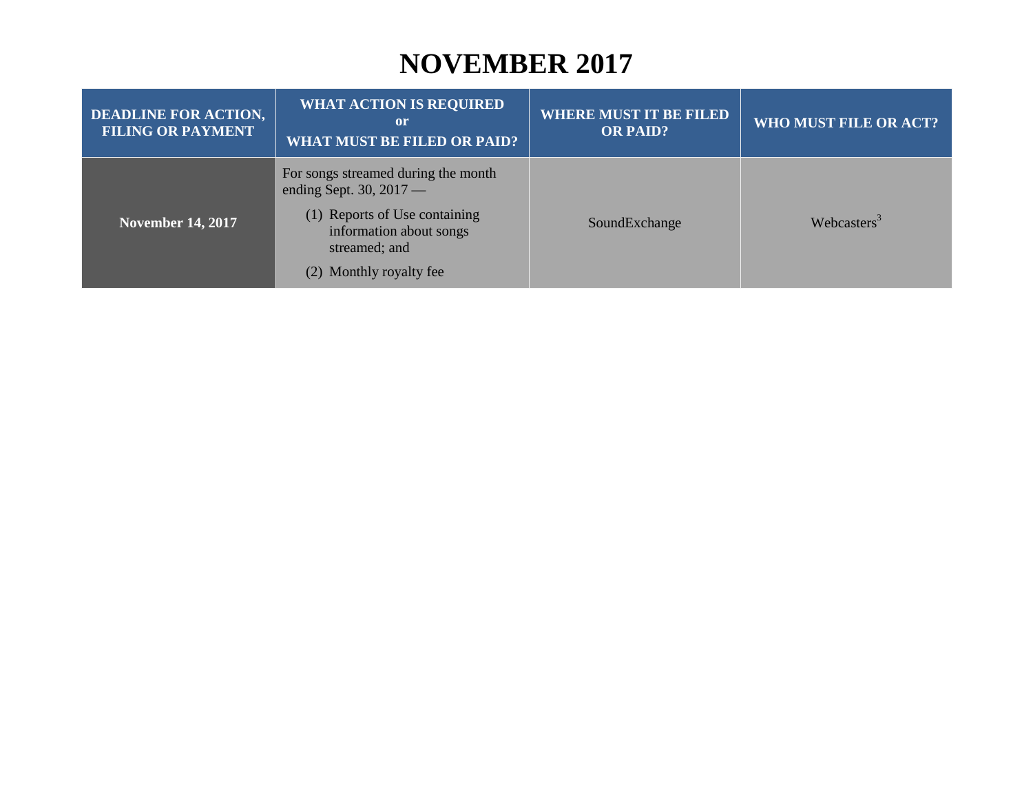# NOVEMBER 2017

| DEADLINE FOR ACTION, FILING OR PAYMENT | WHAT ACTION IS REQUIRED or WHAT MUST BE FILED OR PAID? | WHERE MUST IT BE FILED OR PAID? | WHO MUST FILE OR ACT? |
|---|---|---|---|
| **November 14, 2017** | For songs streamed during the month ending Sept. 30, 2017 — (1) Reports of Use containing information about songs streamed; and (2) Monthly royalty fee | SoundExchange | Webcasters[3] |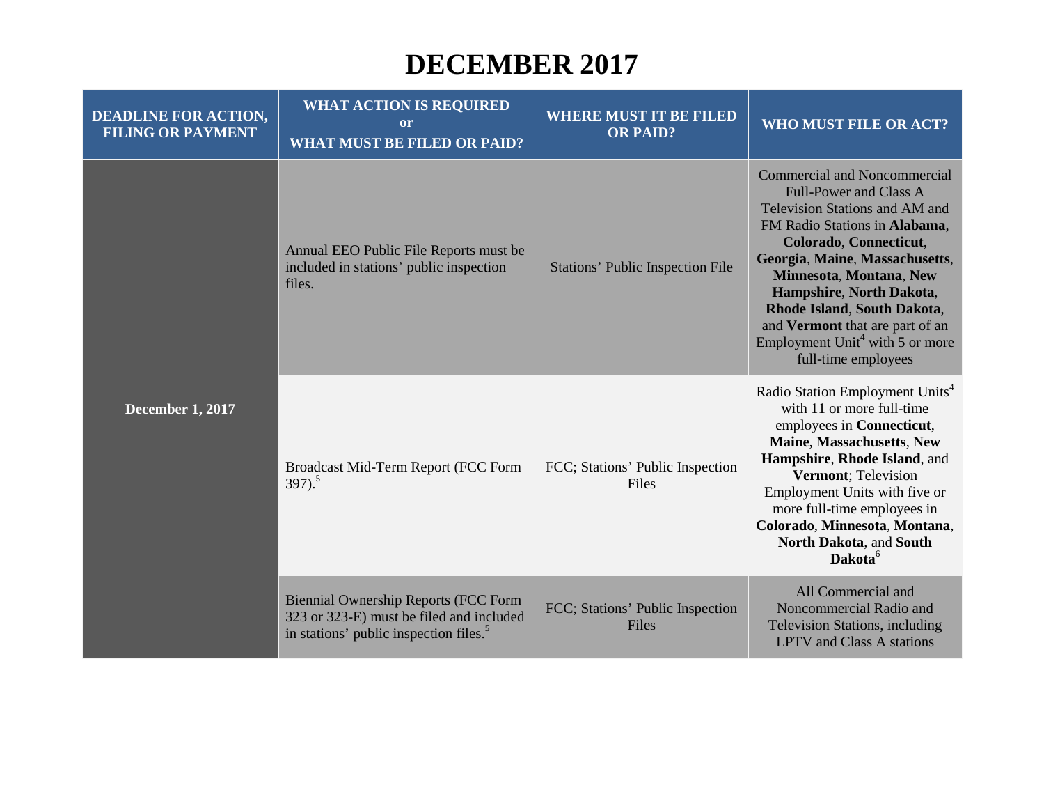# DECEMBER 2017

| DEADLINE FOR ACTION, FILING OR PAYMENT | WHAT ACTION IS REQUIRED or WHAT MUST BE FILED OR PAID? | WHERE MUST IT BE FILED OR PAID? | WHO MUST FILE OR ACT? |
|---|---|---|---|
| **December 1, 2017** | Annual EEO Public File Reports must be included in stations' public inspection files. | Stations' Public Inspection File | Commercial and Noncommercial Full-Power and Class A Television Stations and AM and FM Radio Stations in **Alabama**, **Colorado**, **Connecticut**, **Georgia**, **Maine**, **Massachusetts**, **Minnesota**, **Montana**, **New Hampshire**, **North Dakota**, **Rhode Island**, **South Dakota**, and **Vermont** that are part of an Employment Unit[4] with 5 or more full-time employees |
| | Broadcast Mid-Term Report (FCC Form 397).[5] | FCC; Stations' Public Inspection Files | Radio Station Employment Units[4] with 11 or more full-time employees in **Connecticut**, **Maine**, **Massachusetts**, **New Hampshire**, **Rhode Island**, and **Vermont**; Television Employment Units with five or more full-time employees in **Colorado**, **Minnesota**, **Montana**, **North Dakota**, and **South Dakota**[6] |
| | Biennial Ownership Reports (FCC Form 323 or 323-E) must be filed and included in stations' public inspection files.[5] | FCC; Stations' Public Inspection Files | All Commercial and Noncommercial Radio and Television Stations, including LPTV and Class A stations |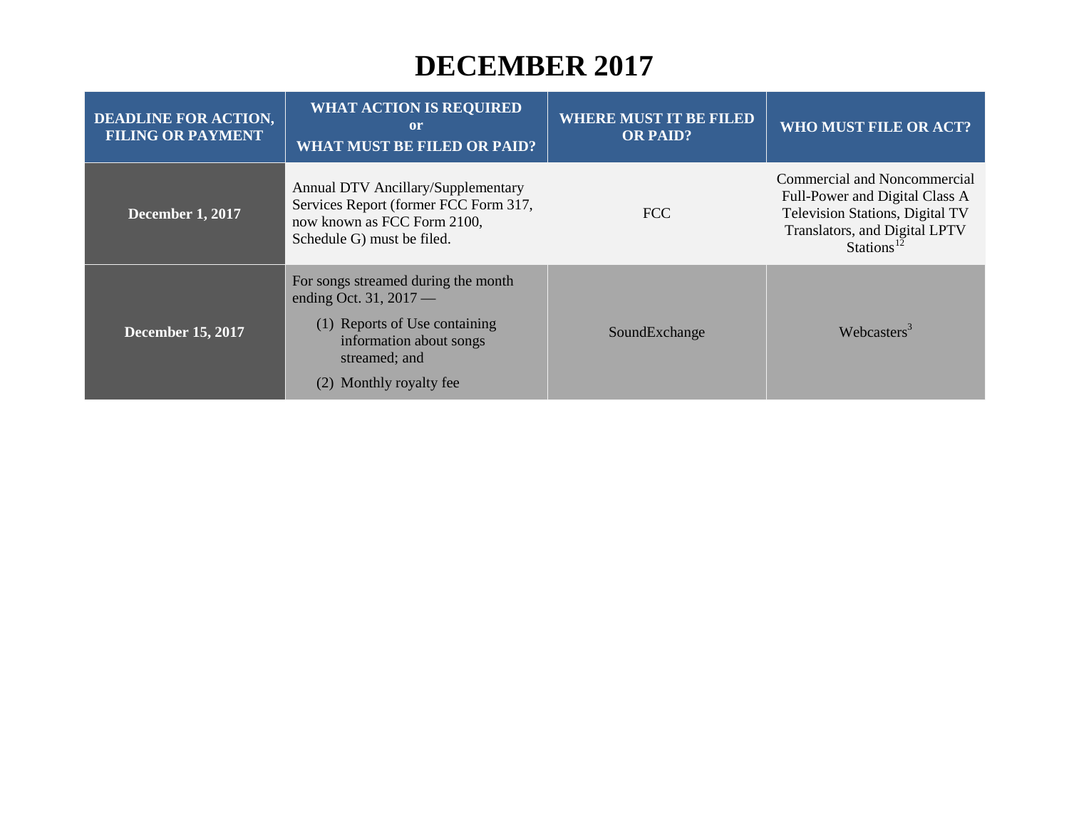# DECEMBER 2017

| DEADLINE FOR ACTION, FILING OR PAYMENT | WHAT ACTION IS REQUIRED or WHAT MUST BE FILED OR PAID? | WHERE MUST IT BE FILED OR PAID? | WHO MUST FILE OR ACT? |
|---|---|---|---|
| **December 1, 2017** | Annual DTV Ancillary/Supplementary Services Report (former FCC Form 317, now known as FCC Form 2100, Schedule G) must be filed. | FCC | Commercial and Noncommercial Full-Power and Digital Class A Television Stations, Digital TV Translators, and Digital LPTV Stations[12] |
| **December 15, 2017** | For songs streamed during the month ending Oct. 31, 2017 — (1) Reports of Use containing information about songs streamed; and (2) Monthly royalty fee | SoundExchange | Webcasters[3] |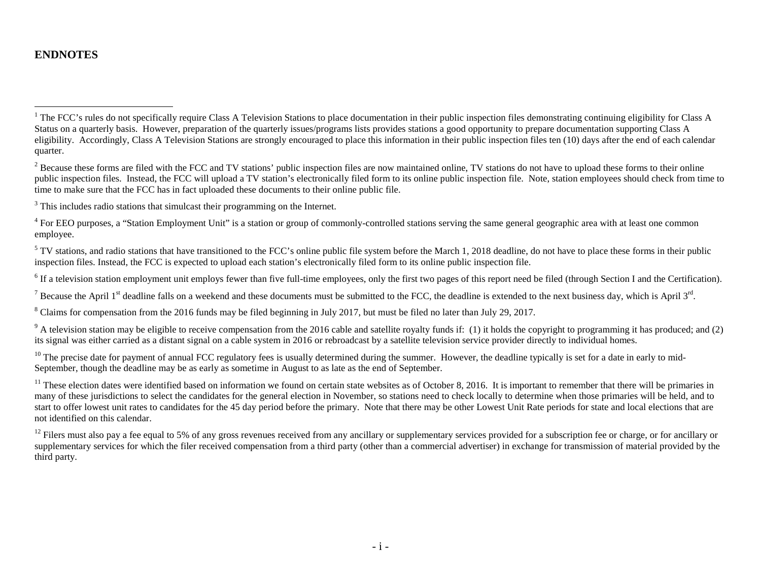## ENDNOTES

[1] The FCC's rules do not specifically require Class A Television Stations to place documentation in their public inspection files demonstrating continuing eligibility for Class A Status on a quarterly basis. However, preparation of the quarterly issues/programs lists provides stations a good opportunity to prepare documentation supporting Class A eligibility. Accordingly, Class A Television Stations are strongly encouraged to place this information in their public inspection files ten (10) days after the end of each calendar quarter.

[2] Because these forms are filed with the FCC and TV stations' public inspection files are now maintained online, TV stations do not have to upload these forms to their online public inspection files. Instead, the FCC will upload a TV station's electronically filed form to its online public inspection file. Note, station employees should check from time to time to make sure that the FCC has in fact uploaded these documents to their online public file.

[3] This includes radio stations that simulcast their programming on the Internet.

[4] For EEO purposes, a "Station Employment Unit" is a station or group of commonly-controlled stations serving the same general geographic area with at least one common employee.

[5] TV stations, and radio stations that have transitioned to the FCC's online public file system before the March 1, 2018 deadline, do not have to place these forms in their public inspection files. Instead, the FCC is expected to upload each station's electronically filed form to its online public inspection file.

[6] If a television station employment unit employs fewer than five full-time employees, only the first two pages of this report need be filed (through Section I and the Certification).

[7] Because the April 1st deadline falls on a weekend and these documents must be submitted to the FCC, the deadline is extended to the next business day, which is April 3rd.

[8] Claims for compensation from the 2016 funds may be filed beginning in July 2017, but must be filed no later than July 29, 2017.

[9] A television station may be eligible to receive compensation from the 2016 cable and satellite royalty funds if: (1) it holds the copyright to programming it has produced; and (2) its signal was either carried as a distant signal on a cable system in 2016 or rebroadcast by a satellite television service provider directly to individual homes.

[10] The precise date for payment of annual FCC regulatory fees is usually determined during the summer. However, the deadline typically is set for a date in early to mid-September, though the deadline may be as early as sometime in August to as late as the end of September.

[11] These election dates were identified based on information we found on certain state websites as of October 8, 2016. It is important to remember that there will be primaries in many of these jurisdictions to select the candidates for the general election in November, so stations need to check locally to determine when those primaries will be held, and to start to offer lowest unit rates to candidates for the 45 day period before the primary. Note that there may be other Lowest Unit Rate periods for state and local elections that are not identified on this calendar.

[12] Filers must also pay a fee equal to 5% of any gross revenues received from any ancillary or supplementary services provided for a subscription fee or charge, or for ancillary or supplementary services for which the filer received compensation from a third party (other than a commercial advertiser) in exchange for transmission of material provided by the third party.